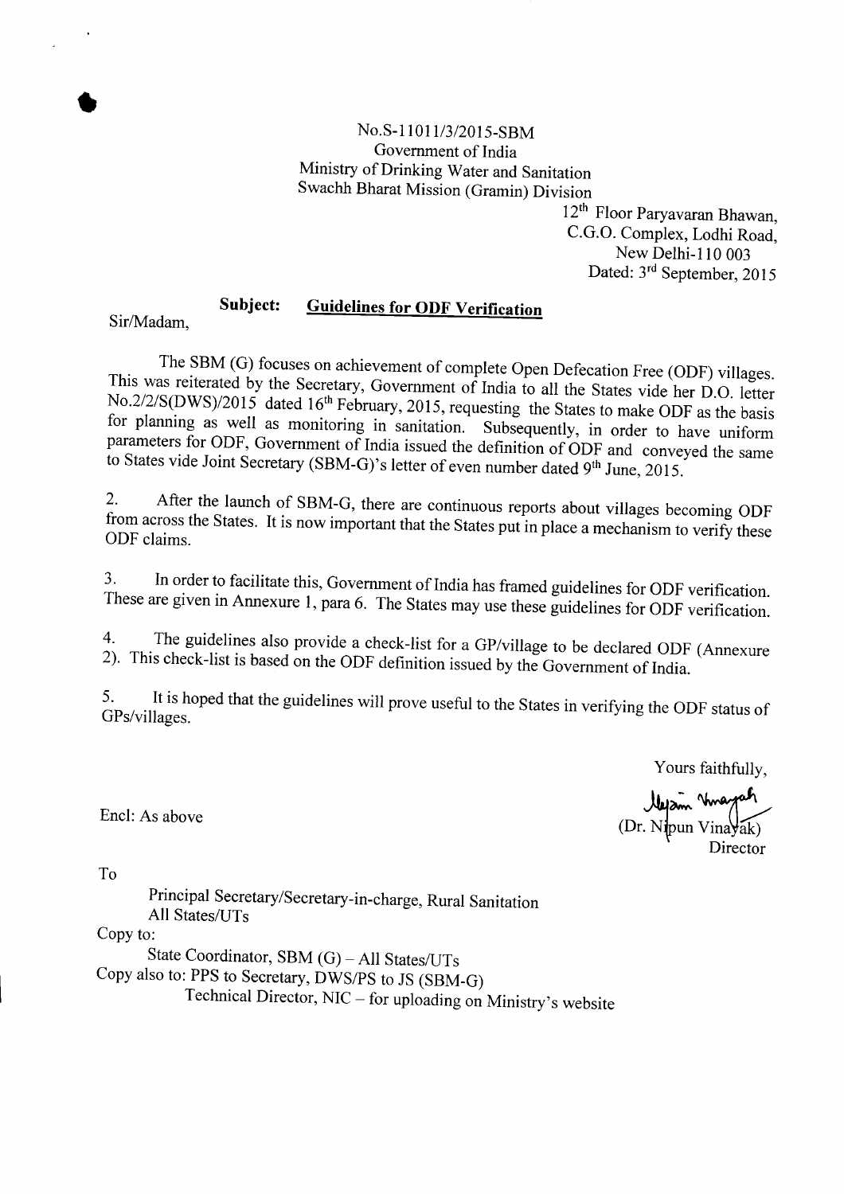No.S-11011/3/2015-SBM
Government of India
Ministry of Drinking Water and Sanitation
Swachh Bharat Mission (Gramin) Division

12th Floor Paryavaran Bhawan,
C.G.O. Complex, Lodhi Road,
New Delhi-110 003
Dated: 3rd September, 2015

**Subject: Guidelines for ODF Verification**

Sir/Madam,

The SBM (G) focuses on achievement of complete Open Defecation Free (ODF) villages. This was reiterated by the Secretary, Government of India to all the States vide her D.O. letter No.2/2/S(DWS)/2015 dated 16th February, 2015, requesting the States to make ODF as the basis for planning as well as monitoring in sanitation. Subsequently, in order to have uniform parameters for ODF, Government of India issued the definition of ODF and conveyed the same to States vide Joint Secretary (SBM-G)'s letter of even number dated 9th June, 2015.

2. After the launch of SBM-G, there are continuous reports about villages becoming ODF from across the States. It is now important that the States put in place a mechanism to verify these ODF claims.

3. In order to facilitate this, Government of India has framed guidelines for ODF verification. These are given in Annexure 1, para 6. The States may use these guidelines for ODF verification.

4. The guidelines also provide a check-list for a GP/village to be declared ODF (Annexure 2). This check-list is based on the ODF definition issued by the Government of India.

5. It is hoped that the guidelines will prove useful to the States in verifying the ODF status of GPs/villages.

Yours faithfully,

(Dr. Nipun Vinayak)
Director

Encl: As above

To

Principal Secretary/Secretary-in-charge, Rural Sanitation
All States/UTs

Copy to:

State Coordinator, SBM (G) – All States/UTs

Copy also to: PPS to Secretary, DWS/PS to JS (SBM-G)
Technical Director, NIC – for uploading on Ministry's website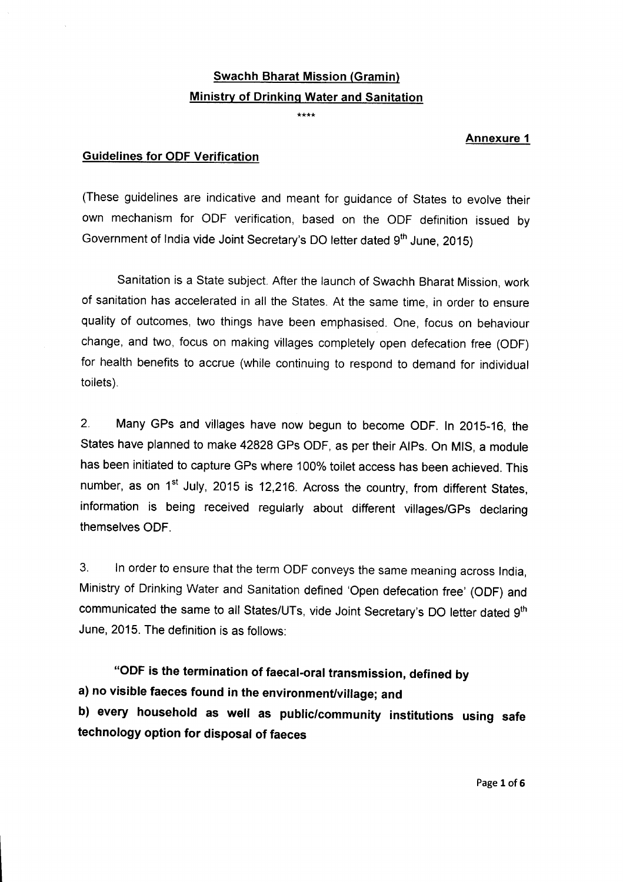## Swachh Bharat Mission (Gramin)

## Ministry of Drinking Water and Sanitation

\*\*\*\*

**Annexure 1**

### Guidelines for ODF Verification

(These guidelines are indicative and meant for guidance of States to evolve their own mechanism for ODF verification, based on the ODF definition issued by Government of India vide Joint Secretary's DO letter dated 9th June, 2015)

Sanitation is a State subject. After the launch of Swachh Bharat Mission, work of sanitation has accelerated in all the States. At the same time, in order to ensure quality of outcomes, two things have been emphasised. One, focus on behaviour change, and two, focus on making villages completely open defecation free (ODF) for health benefits to accrue (while continuing to respond to demand for individual toilets).

2. Many GPs and villages have now begun to become ODF. In 2015-16, the States have planned to make 42828 GPs ODF, as per their AIPs. On MIS, a module has been initiated to capture GPs where 100% toilet access has been achieved. This number, as on 1st July, 2015 is 12,216. Across the country, from different States, information is being received regularly about different villages/GPs declaring themselves ODF.

3. In order to ensure that the term ODF conveys the same meaning across India, Ministry of Drinking Water and Sanitation defined 'Open defecation free' (ODF) and communicated the same to all States/UTs, vide Joint Secretary's DO letter dated 9th June, 2015. The definition is as follows:

**"ODF is the termination of faecal-oral transmission, defined by**

**a) no visible faeces found in the environment/village; and**

**b) every household as well as public/community institutions using safe technology option for disposal of faeces**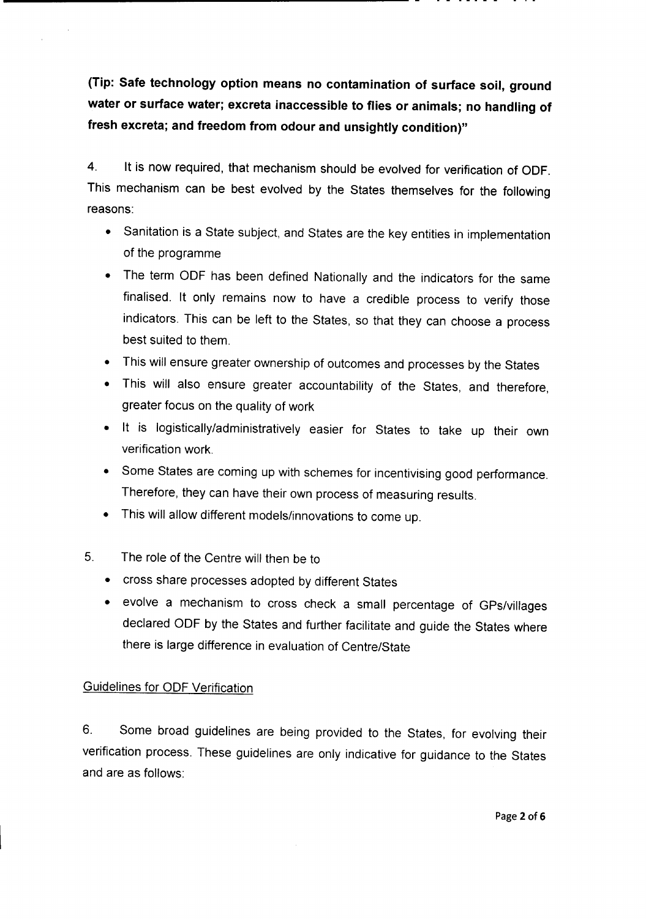**(Tip: Safe technology option means no contamination of surface soil, ground water or surface water; excreta inaccessible to flies or animals; no handling of fresh excreta; and freedom from odour and unsightly condition)"**

4. It is now required, that mechanism should be evolved for verification of ODF. This mechanism can be best evolved by the States themselves for the following reasons:

- Sanitation is a State subject, and States are the key entities in implementation of the programme
- The term ODF has been defined Nationally and the indicators for the same finalised. It only remains now to have a credible process to verify those indicators. This can be left to the States, so that they can choose a process best suited to them.
- This will ensure greater ownership of outcomes and processes by the States
- This will also ensure greater accountability of the States, and therefore, greater focus on the quality of work
- It is logistically/administratively easier for States to take up their own verification work.
- Some States are coming up with schemes for incentivising good performance. Therefore, they can have their own process of measuring results.
- This will allow different models/innovations to come up.

5. The role of the Centre will then be to

- cross share processes adopted by different States
- evolve a mechanism to cross check a small percentage of GPs/villages declared ODF by the States and further facilitate and guide the States where there is large difference in evaluation of Centre/State

Guidelines for ODF Verification

6. Some broad guidelines are being provided to the States, for evolving their verification process. These guidelines are only indicative for guidance to the States and are as follows: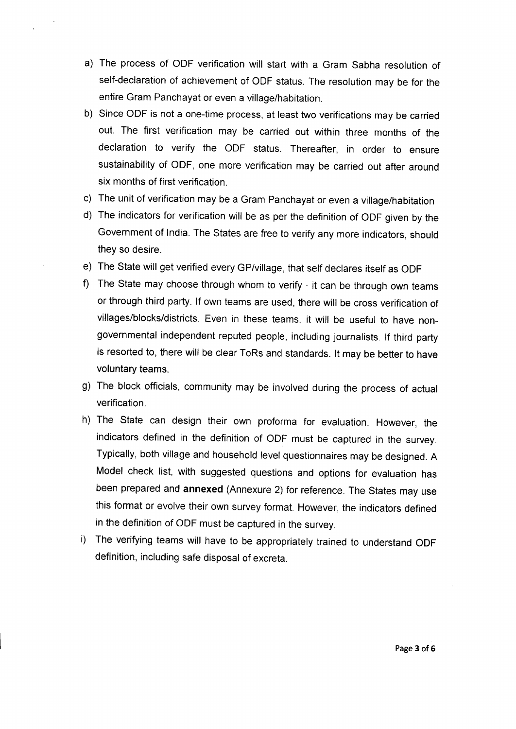a) The process of ODF verification will start with a Gram Sabha resolution of self-declaration of achievement of ODF status. The resolution may be for the entire Gram Panchayat or even a village/habitation.

b) Since ODF is not a one-time process, at least two verifications may be carried out. The first verification may be carried out within three months of the declaration to verify the ODF status. Thereafter, in order to ensure sustainability of ODF, one more verification may be carried out after around six months of first verification.

c) The unit of verification may be a Gram Panchayat or even a village/habitation

d) The indicators for verification will be as per the definition of ODF given by the Government of India. The States are free to verify any more indicators, should they so desire.

e) The State will get verified every GP/village, that self declares itself as ODF

f) The State may choose through whom to verify - it can be through own teams or through third party. If own teams are used, there will be cross verification of villages/blocks/districts. Even in these teams, it will be useful to have non-governmental independent reputed people, including journalists. If third party is resorted to, there will be clear ToRs and standards. It may be better to have voluntary teams.

g) The block officials, community may be involved during the process of actual verification.

h) The State can design their own proforma for evaluation. However, the indicators defined in the definition of ODF must be captured in the survey. Typically, both village and household level questionnaires may be designed. A Model check list, with suggested questions and options for evaluation has been prepared and **annexed** (Annexure 2) for reference. The States may use this format or evolve their own survey format. However, the indicators defined in the definition of ODF must be captured in the survey.

i) The verifying teams will have to be appropriately trained to understand ODF definition, including safe disposal of excreta.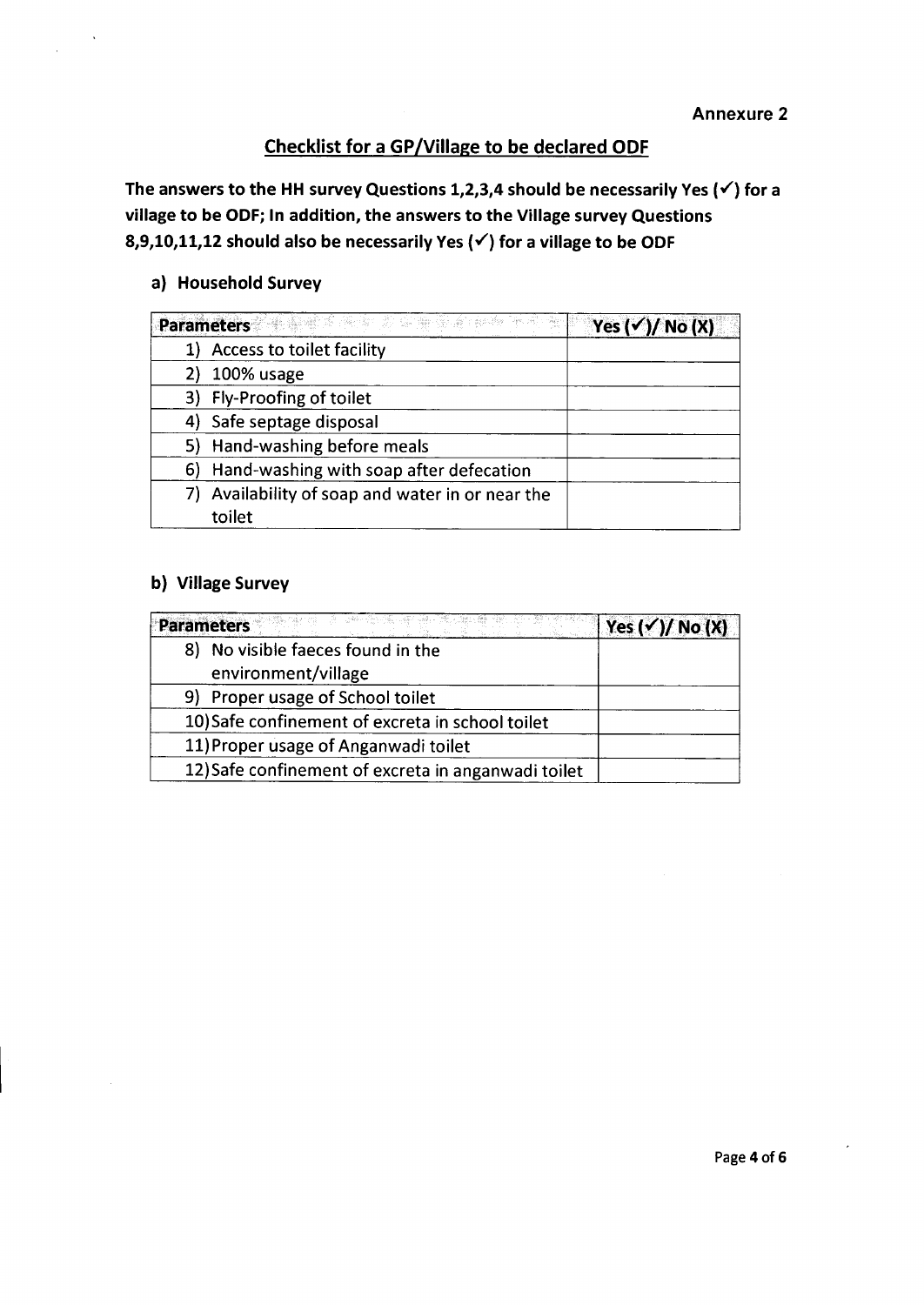**Annexure 2**

## Checklist for a GP/Village to be declared ODF

**The answers to the HH survey Questions 1,2,3,4 should be necessarily Yes (✓) for a village to be ODF; In addition, the answers to the Village survey Questions 8,9,10,11,12 should also be necessarily Yes (✓) for a village to be ODF**

### a) Household Survey

| Parameters | Yes (✓)/ No (X) |
|---|---|
| 1) Access to toilet facility | |
| 2) 100% usage | |
| 3) Fly-Proofing of toilet | |
| 4) Safe septage disposal | |
| 5) Hand-washing before meals | |
| 6) Hand-washing with soap after defecation | |
| 7) Availability of soap and water in or near the toilet | |

### b) Village Survey

| Parameters | Yes (✓)/ No (X) |
|---|---|
| 8) No visible faeces found in the environment/village | |
| 9) Proper usage of School toilet | |
| 10) Safe confinement of excreta in school toilet | |
| 11) Proper usage of Anganwadi toilet | |
| 12) Safe confinement of excreta in anganwadi toilet | |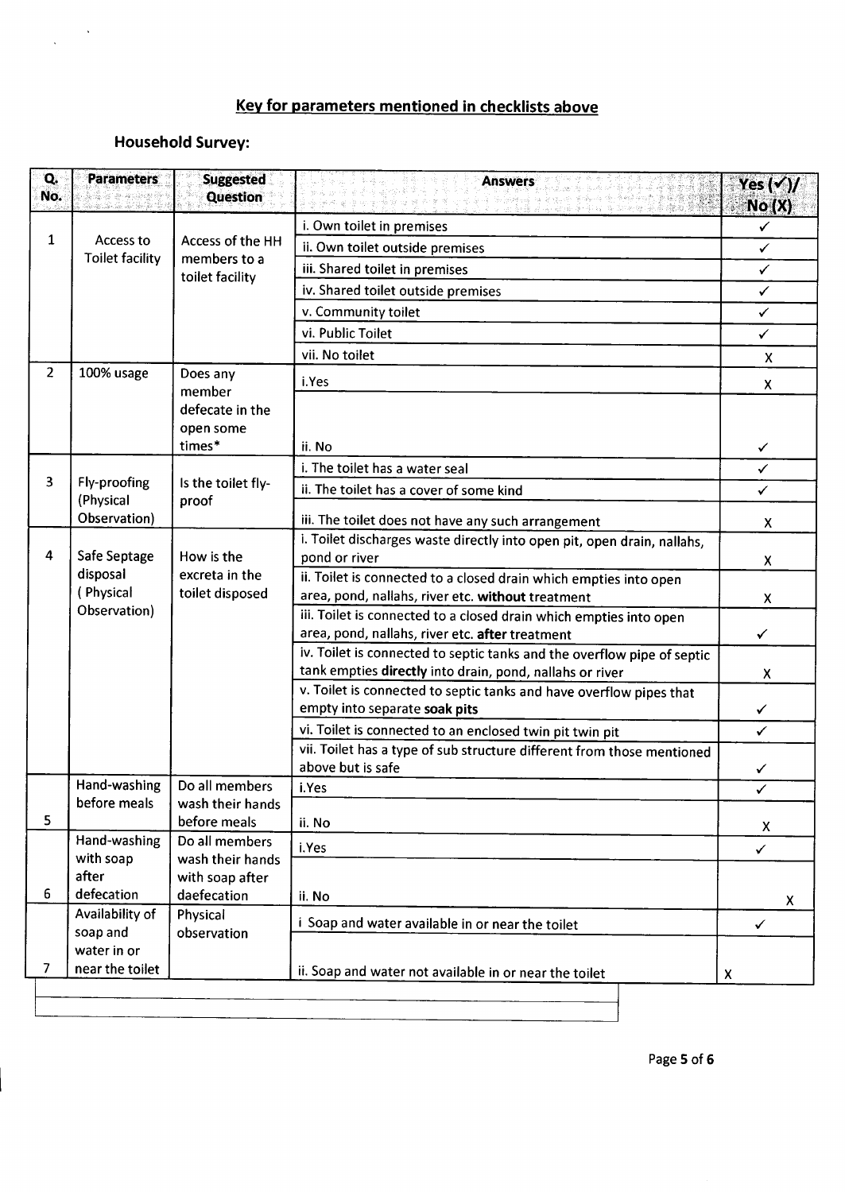## Key for parameters mentioned in checklists above

### Household Survey:

| Q. No. | Parameters | Suggested Question | Answers | Yes (✓)/ No (X) |
|---|---|---|---|---|
| 1 | Access to Toilet facility | Access of the HH members to a toilet facility | i. Own toilet in premises | ✓ |
| | | | ii. Own toilet outside premises | ✓ |
| | | | iii. Shared toilet in premises | ✓ |
| | | | iv. Shared toilet outside premises | ✓ |
| | | | v. Community toilet | ✓ |
| | | | vi. Public Toilet | ✓ |
| | | | vii. No toilet | X |
| 2 | 100% usage | Does any member defecate in the open some times* | i. Yes | X |
| | | | ii. No | ✓ |
| 3 | Fly-proofing (Physical Observation) | Is the toilet fly-proof | i. The toilet has a water seal | ✓ |
| | | | ii. The toilet has a cover of some kind | ✓ |
| | | | iii. The toilet does not have any such arrangement | X |
| 4 | Safe Septage disposal ( Physical Observation) | How is the excreta in the toilet disposed | i. Toilet discharges waste directly into open pit, open drain, nallahs, pond or river | X |
| | | | ii. Toilet is connected to a closed drain which empties into open area, pond, nallahs, river etc. **without** treatment | X |
| | | | iii. Toilet is connected to a closed drain which empties into open area, pond, nallahs, river etc. **after** treatment | ✓ |
| | | | iv. Toilet is connected to septic tanks and the overflow pipe of septic tank empties **directly** into drain, pond, nallahs or river | X |
| | | | v. Toilet is connected to septic tanks and have overflow pipes that empty into separate **soak pits** | ✓ |
| | | | vi. Toilet is connected to an enclosed twin pit twin pit | ✓ |
| | | | vii. Toilet has a type of sub structure different from those mentioned above but is safe | ✓ |
| 5 | Hand-washing before meals | Do all members wash their hands before meals | i. Yes | ✓ |
| | | | ii. No | X |
| 6 | Hand-washing with soap after defecation | Do all members wash their hands with soap after daefecation | i. Yes | ✓ |
| | | | ii. No | X |
| 7 | Availability of soap and water in or near the toilet | Physical observation | i Soap and water available in or near the toilet | ✓ |
| | | | ii. Soap and water not available in or near the toilet | X |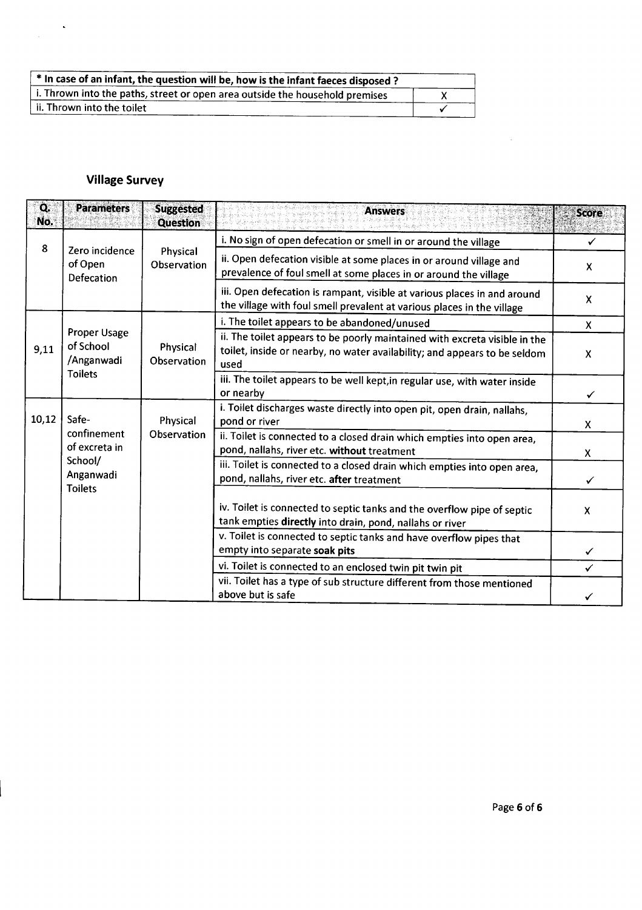| * In case of an infant, the question will be, how is the infant faeces disposed ? | |
| --- | --- |
| i. Thrown into the paths, street or open area outside the household premises | X |
| ii. Thrown into the toilet | ✓ |

## Village Survey

| Q. No. | Parameters | Suggested Question | Answers | Score |
| --- | --- | --- | --- | --- |
| 8 | Zero incidence of Open Defecation | Physical Observation | i. No sign of open defecation or smell in or around the village | ✓ |
| | | | ii. Open defecation visible at some places in or around village and prevalence of foul smell at some places in or around the village | X |
| | | | iii. Open defecation is rampant, visible at various places in and around the village with foul smell prevalent at various places in the village | X |
| 9,11 | Proper Usage of School /Anganwadi Toilets | Physical Observation | i. The toilet appears to be abandoned/unused | X |
| | | | ii. The toilet appears to be poorly maintained with excreta visible in the toilet, inside or nearby, no water availability; and appears to be seldom used | X |
| | | | iii. The toilet appears to be well kept,in regular use, with water inside or nearby | ✓ |
| 10,12 | Safe-confinement of excreta in School/ Anganwadi Toilets | Physical Observation | i. Toilet discharges waste directly into open pit, open drain, nallahs, pond or river | X |
| | | | ii. Toilet is connected to a closed drain which empties into open area, pond, nallahs, river etc. **without** treatment | X |
| | | | iii. Toilet is connected to a closed drain which empties into open area, pond, nallahs, river etc. **after** treatment | ✓ |
| | | | iv. Toilet is connected to septic tanks and the overflow pipe of septic tank empties **directly** into drain, pond, nallahs or river | X |
| | | | v. Toilet is connected to septic tanks and have overflow pipes that empty into separate **soak pits** | ✓ |
| | | | vi. Toilet is connected to an enclosed twin pit twin pit | ✓ |
| | | | vii. Toilet has a type of sub structure different from those mentioned above but is safe | ✓ |